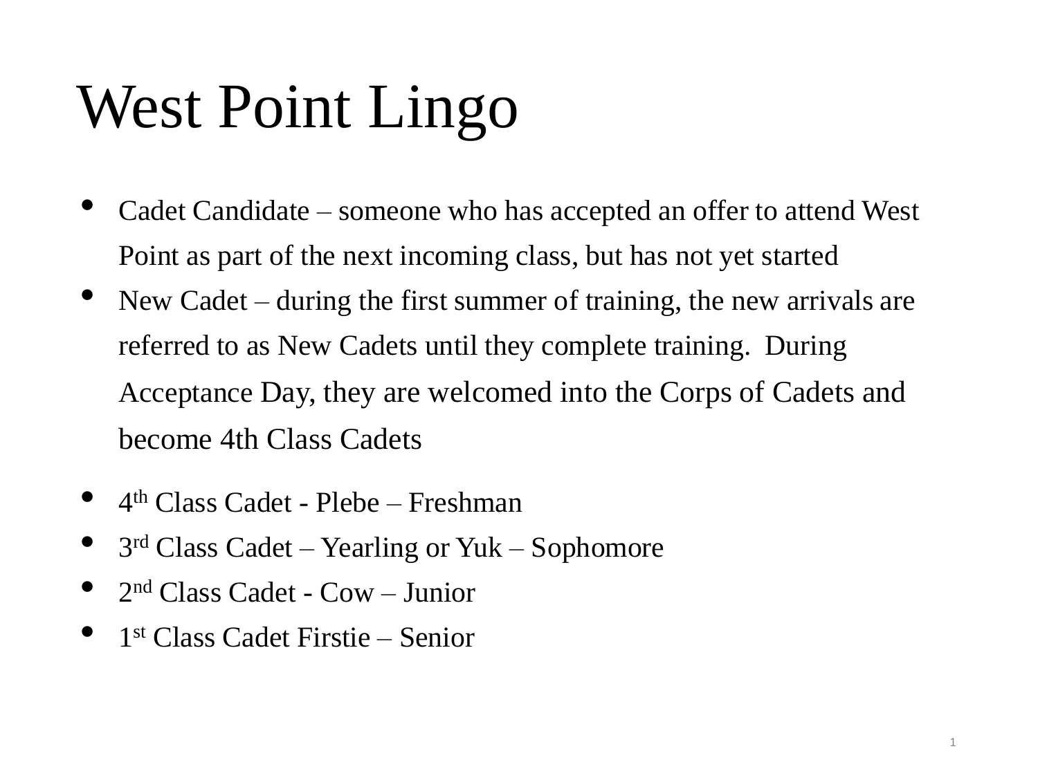# West Point Lingo

- Cadet Candidate – someone who has accepted an offer to attend West Point as part of the next incoming class, but has not yet started
- New Cadet – during the first summer of training, the new arrivals are referred to as New Cadets until they complete training.  During Acceptance Day, they are welcomed into the Corps of Cadets and become 4th Class Cadets

- 4th Class Cadet - Plebe – Freshman
- 3rd Class Cadet – Yearling or Yuk – Sophomore
- 2nd Class Cadet - Cow – Junior
- 1st Class Cadet Firstie – Senior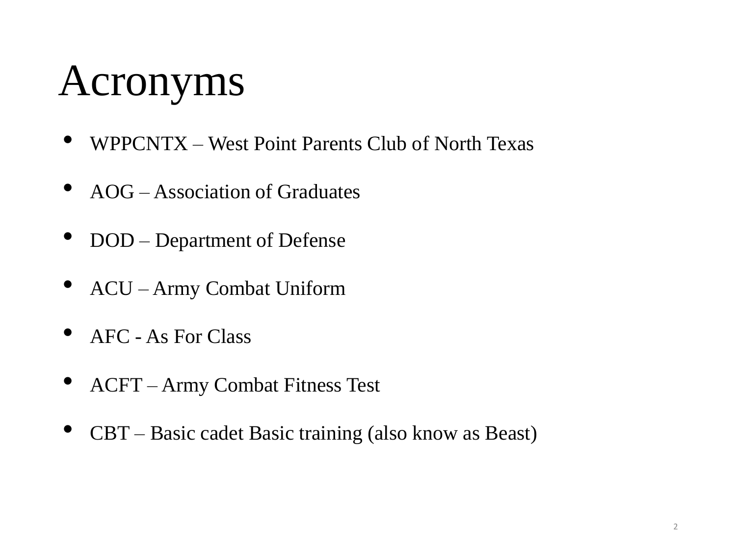# Acronyms

- WPPCNTX – West Point Parents Club of North Texas
- AOG – Association of Graduates
- DOD – Department of Defense
- ACU – Army Combat Uniform
- AFC - As For Class
- ACFT – Army Combat Fitness Test
- CBT – Basic cadet Basic training (also know as Beast)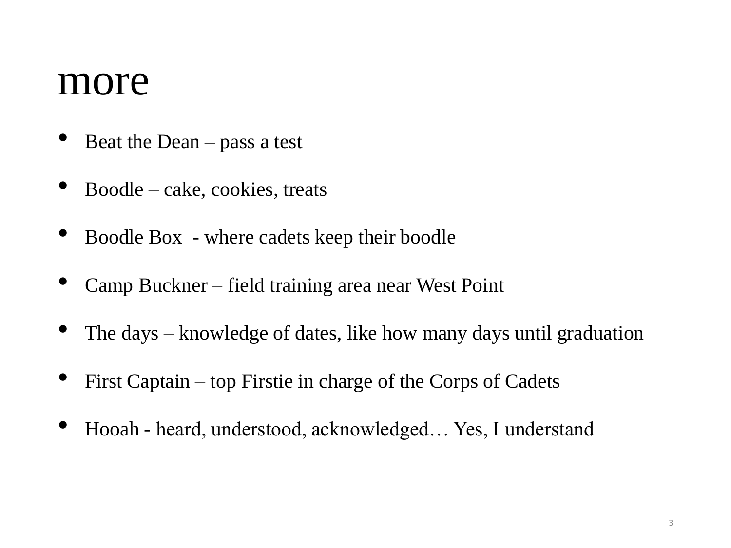# more

- Beat the Dean – pass a test
- Boodle – cake, cookies, treats
- Boodle Box  - where cadets keep their boodle
- Camp Buckner – field training area near West Point
- The days – knowledge of dates, like how many days until graduation
- First Captain – top Firstie in charge of the Corps of Cadets
- Hooah - heard, understood, acknowledged… Yes, I understand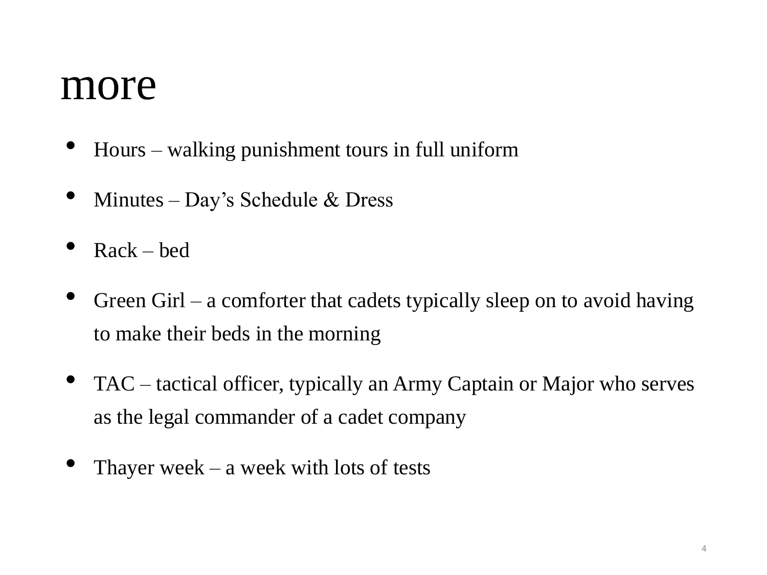# more

- Hours – walking punishment tours in full uniform
- Minutes – Day’s Schedule & Dress
- Rack – bed
- Green Girl – a comforter that cadets typically sleep on to avoid having to make their beds in the morning
- TAC – tactical officer, typically an Army Captain or Major who serves as the legal commander of a cadet company
- Thayer week – a week with lots of tests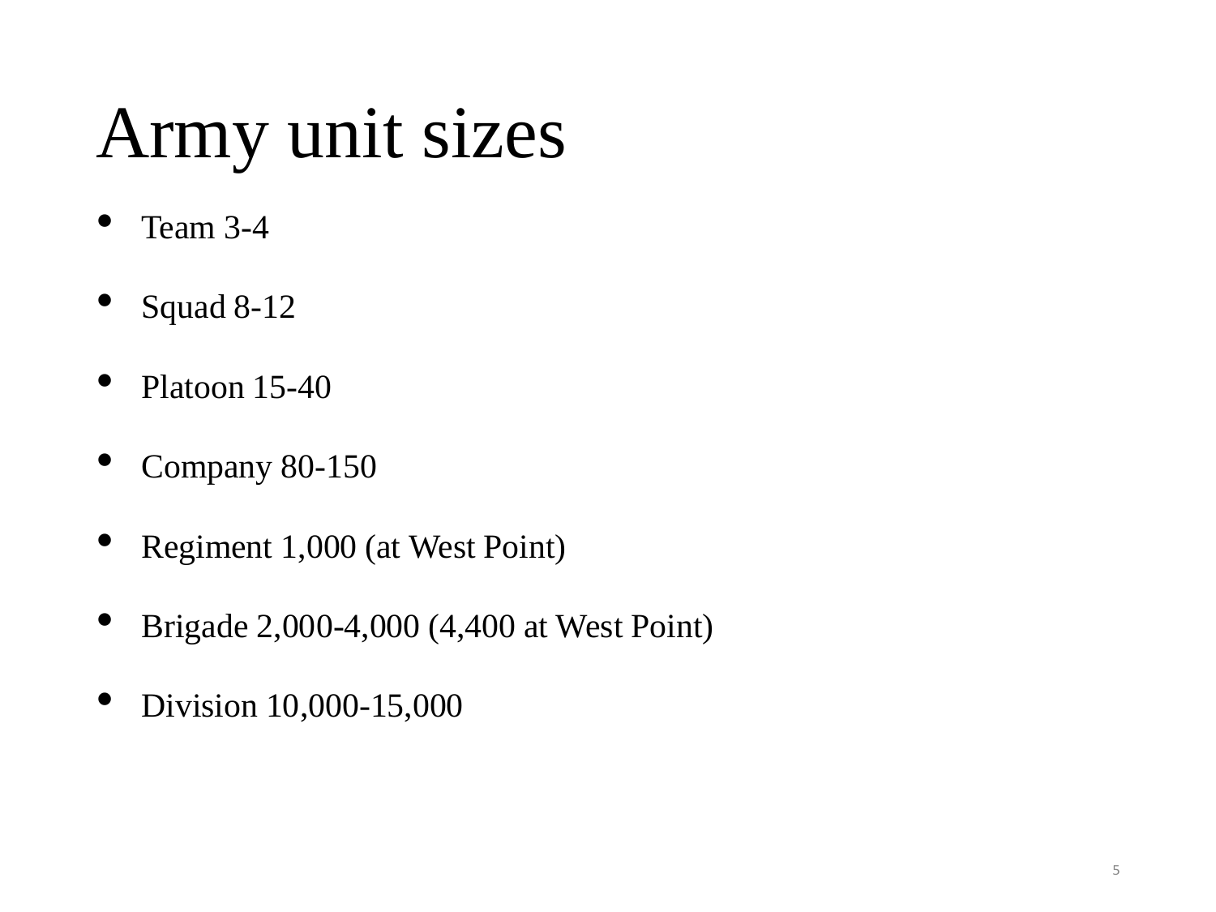# Army unit sizes

- Team 3-4
- Squad 8-12
- Platoon 15-40
- Company 80-150
- Regiment 1,000 (at West Point)
- Brigade 2,000-4,000 (4,400 at West Point)
- Division 10,000-15,000